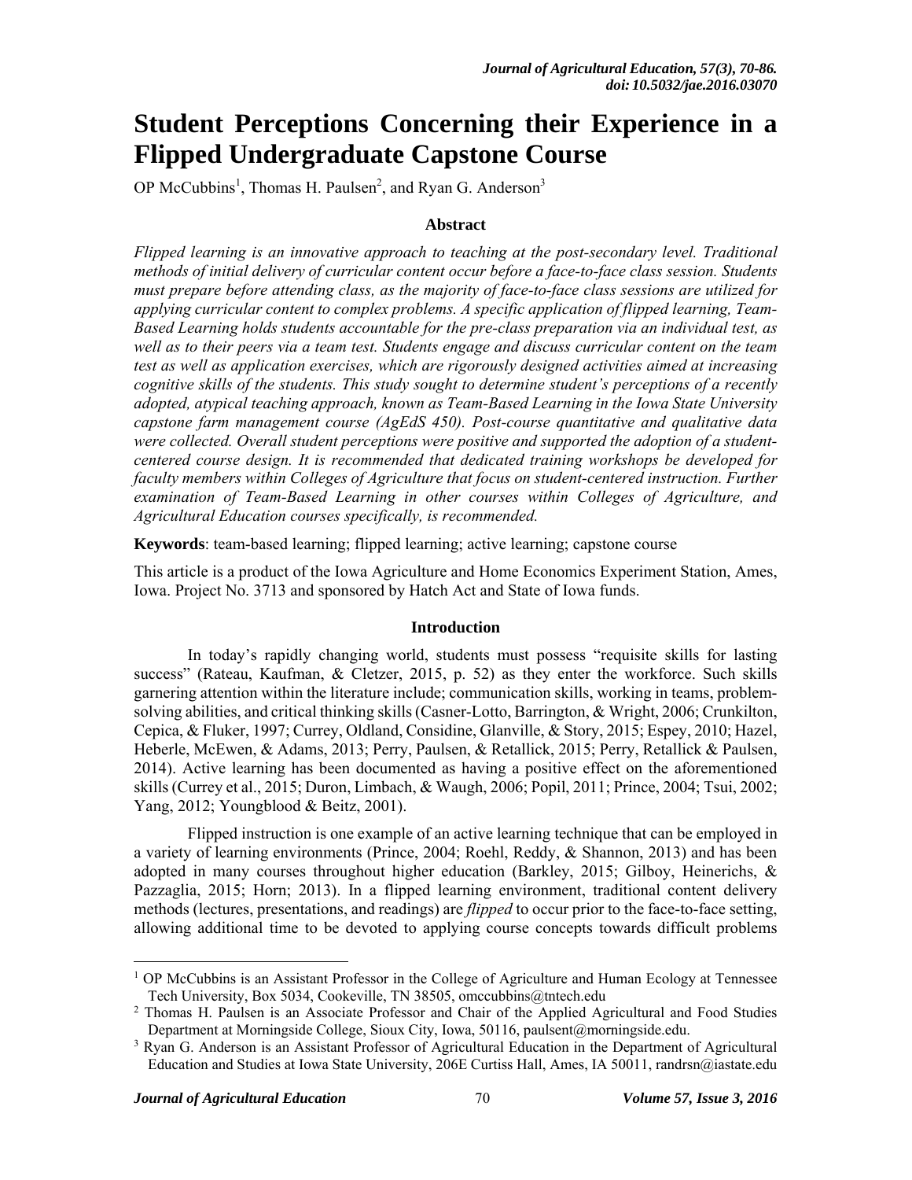# Student Perceptions Concerning their Experience in a Flipped Undergraduate Capstone Course

OP McCubbins[1], Thomas H. Paulsen[2], and Ryan G. Anderson[3]

### Abstract

*Flipped learning is an innovative approach to teaching at the post-secondary level. Traditional methods of initial delivery of curricular content occur before a face-to-face class session. Students must prepare before attending class, as the majority of face-to-face class sessions are utilized for applying curricular content to complex problems. A specific application of flipped learning, Team-Based Learning holds students accountable for the pre-class preparation via an individual test, as well as to their peers via a team test. Students engage and discuss curricular content on the team test as well as application exercises, which are rigorously designed activities aimed at increasing cognitive skills of the students. This study sought to determine student's perceptions of a recently adopted, atypical teaching approach, known as Team-Based Learning in the Iowa State University capstone farm management course (AgEdS 450). Post-course quantitative and qualitative data were collected. Overall student perceptions were positive and supported the adoption of a student-centered course design. It is recommended that dedicated training workshops be developed for faculty members within Colleges of Agriculture that focus on student-centered instruction. Further examination of Team-Based Learning in other courses within Colleges of Agriculture, and Agricultural Education courses specifically, is recommended.*

**Keywords**: team-based learning; flipped learning; active learning; capstone course

This article is a product of the Iowa Agriculture and Home Economics Experiment Station, Ames, Iowa. Project No. 3713 and sponsored by Hatch Act and State of Iowa funds.

### Introduction

In today's rapidly changing world, students must possess "requisite skills for lasting success" (Rateau, Kaufman, & Cletzer, 2015, p. 52) as they enter the workforce. Such skills garnering attention within the literature include; communication skills, working in teams, problem-solving abilities, and critical thinking skills (Casner-Lotto, Barrington, & Wright, 2006; Crunkilton, Cepica, & Fluker, 1997; Currey, Oldland, Considine, Glanville, & Story, 2015; Espey, 2010; Hazel, Heberle, McEwen, & Adams, 2013; Perry, Paulsen, & Retallick, 2015; Perry, Retallick & Paulsen, 2014). Active learning has been documented as having a positive effect on the aforementioned skills (Currey et al., 2015; Duron, Limbach, & Waugh, 2006; Popil, 2011; Prince, 2004; Tsui, 2002; Yang, 2012; Youngblood & Beitz, 2001).

Flipped instruction is one example of an active learning technique that can be employed in a variety of learning environments (Prince, 2004; Roehl, Reddy, & Shannon, 2013) and has been adopted in many courses throughout higher education (Barkley, 2015; Gilboy, Heinerichs, & Pazzaglia, 2015; Horn; 2013). In a flipped learning environment, traditional content delivery methods (lectures, presentations, and readings) are *flipped* to occur prior to the face-to-face setting, allowing additional time to be devoted to applying course concepts towards difficult problems

---

[1] OP McCubbins is an Assistant Professor in the College of Agriculture and Human Ecology at Tennessee Tech University, Box 5034, Cookeville, TN 38505, omccubbins@tntech.edu

[2] Thomas H. Paulsen is an Associate Professor and Chair of the Applied Agricultural and Food Studies Department at Morningside College, Sioux City, Iowa, 50116, paulsent@morningside.edu.

[3] Ryan G. Anderson is an Assistant Professor of Agricultural Education in the Department of Agricultural Education and Studies at Iowa State University, 206E Curtiss Hall, Ames, IA 50011, randrsn@iastate.edu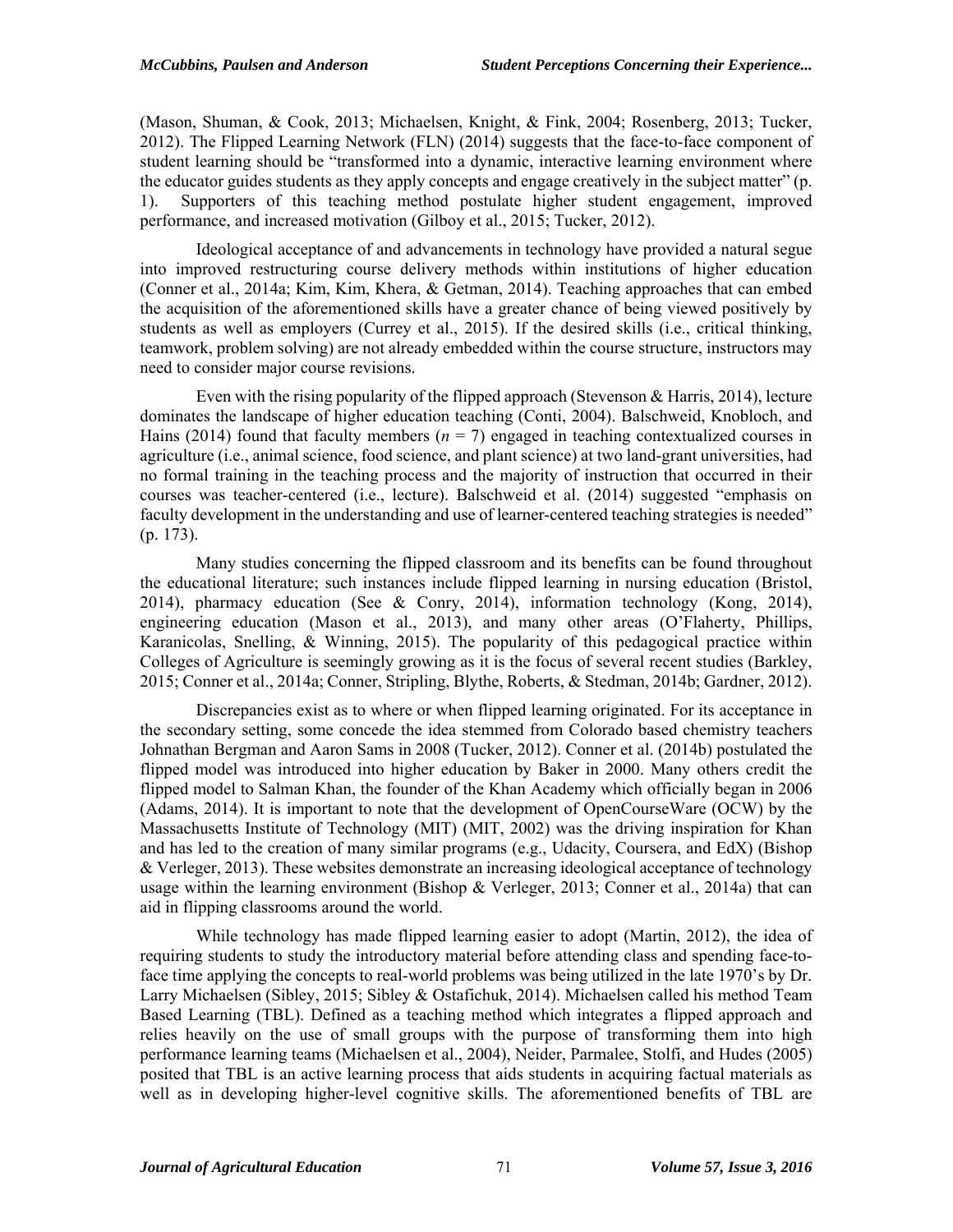(Mason, Shuman, & Cook, 2013; Michaelsen, Knight, & Fink, 2004; Rosenberg, 2013; Tucker, 2012). The Flipped Learning Network (FLN) (2014) suggests that the face-to-face component of student learning should be "transformed into a dynamic, interactive learning environment where the educator guides students as they apply concepts and engage creatively in the subject matter" (p. 1). Supporters of this teaching method postulate higher student engagement, improved performance, and increased motivation (Gilboy et al., 2015; Tucker, 2012).

Ideological acceptance of and advancements in technology have provided a natural segue into improved restructuring course delivery methods within institutions of higher education (Conner et al., 2014a; Kim, Kim, Khera, & Getman, 2014). Teaching approaches that can embed the acquisition of the aforementioned skills have a greater chance of being viewed positively by students as well as employers (Currey et al., 2015). If the desired skills (i.e., critical thinking, teamwork, problem solving) are not already embedded within the course structure, instructors may need to consider major course revisions.

Even with the rising popularity of the flipped approach (Stevenson & Harris, 2014), lecture dominates the landscape of higher education teaching (Conti, 2004). Balschweid, Knobloch, and Hains (2014) found that faculty members ($n$ = 7) engaged in teaching contextualized courses in agriculture (i.e., animal science, food science, and plant science) at two land-grant universities, had no formal training in the teaching process and the majority of instruction that occurred in their courses was teacher-centered (i.e., lecture). Balschweid et al. (2014) suggested "emphasis on faculty development in the understanding and use of learner-centered teaching strategies is needed" (p. 173).

Many studies concerning the flipped classroom and its benefits can be found throughout the educational literature; such instances include flipped learning in nursing education (Bristol, 2014), pharmacy education (See & Conry, 2014), information technology (Kong, 2014), engineering education (Mason et al., 2013), and many other areas (O'Flaherty, Phillips, Karanicolas, Snelling, & Winning, 2015). The popularity of this pedagogical practice within Colleges of Agriculture is seemingly growing as it is the focus of several recent studies (Barkley, 2015; Conner et al., 2014a; Conner, Stripling, Blythe, Roberts, & Stedman, 2014b; Gardner, 2012).

Discrepancies exist as to where or when flipped learning originated. For its acceptance in the secondary setting, some concede the idea stemmed from Colorado based chemistry teachers Johnathan Bergman and Aaron Sams in 2008 (Tucker, 2012). Conner et al. (2014b) postulated the flipped model was introduced into higher education by Baker in 2000. Many others credit the flipped model to Salman Khan, the founder of the Khan Academy which officially began in 2006 (Adams, 2014). It is important to note that the development of OpenCourseWare (OCW) by the Massachusetts Institute of Technology (MIT) (MIT, 2002) was the driving inspiration for Khan and has led to the creation of many similar programs (e.g., Udacity, Coursera, and EdX) (Bishop & Verleger, 2013). These websites demonstrate an increasing ideological acceptance of technology usage within the learning environment (Bishop & Verleger, 2013; Conner et al., 2014a) that can aid in flipping classrooms around the world.

While technology has made flipped learning easier to adopt (Martin, 2012), the idea of requiring students to study the introductory material before attending class and spending face-to-face time applying the concepts to real-world problems was being utilized in the late 1970's by Dr. Larry Michaelsen (Sibley, 2015; Sibley & Ostafichuk, 2014). Michaelsen called his method Team Based Learning (TBL). Defined as a teaching method which integrates a flipped approach and relies heavily on the use of small groups with the purpose of transforming them into high performance learning teams (Michaelsen et al., 2004), Neider, Parmalee, Stolfi, and Hudes (2005) posited that TBL is an active learning process that aids students in acquiring factual materials as well as in developing higher-level cognitive skills. The aforementioned benefits of TBL are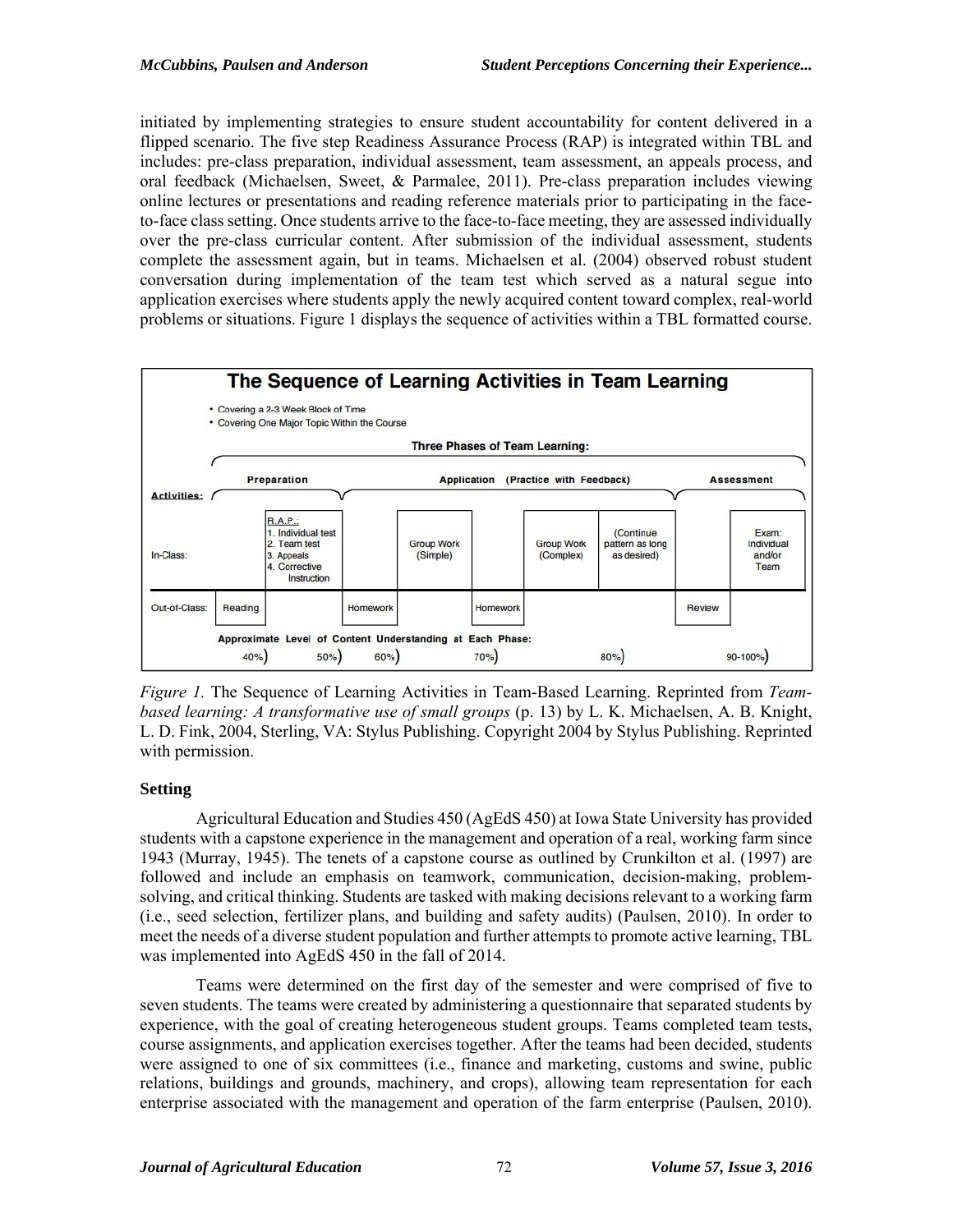initiated by implementing strategies to ensure student accountability for content delivered in a flipped scenario. The five step Readiness Assurance Process (RAP) is integrated within TBL and includes: pre-class preparation, individual assessment, team assessment, an appeals process, and oral feedback (Michaelsen, Sweet, & Parmalee, 2011). Pre-class preparation includes viewing online lectures or presentations and reading reference materials prior to participating in the face-to-face class setting. Once students arrive to the face-to-face meeting, they are assessed individually over the pre-class curricular content. After submission of the individual assessment, students complete the assessment again, but in teams. Michaelsen et al. (2004) observed robust student conversation during implementation of the team test which served as a natural segue into application exercises where students apply the newly acquired content toward complex, real-world problems or situations. Figure 1 displays the sequence of activities within a TBL formatted course.

**The Sequence of Learning Activities in Team Learning**

- Covering a 2-3 Week Block of Time
- Covering One Major Topic Within the Course

Three Phases of Team Learning: Preparation; Application (Practice with Feedback); Assessment

| Activities: | | | | | | | | | |
|---|---|---|---|---|---|---|---|---|---|
| In-Class: | | R.A.P.: 1. Individual test 2. Team test 3. Appeals 4. Corrective Instruction | | Group Work (Simple) | | Group Work (Complex) | (Continue pattern as long as desired) | | Exam: Individual and/or Team |
| Out-of-Class: | Reading | | Homework | | Homework | | | Review | |
| Approximate Level of Content Understanding at Each Phase: | 40% | 50% | 60% | | 70% | | 80% | | 90-100% |

*Figure 1.* The Sequence of Learning Activities in Team-Based Learning. Reprinted from *Team-based learning: A transformative use of small groups* (p. 13) by L. K. Michaelsen, A. B. Knight, L. D. Fink, 2004, Sterling, VA: Stylus Publishing. Copyright 2004 by Stylus Publishing. Reprinted with permission.

### Setting

Agricultural Education and Studies 450 (AgEdS 450) at Iowa State University has provided students with a capstone experience in the management and operation of a real, working farm since 1943 (Murray, 1945). The tenets of a capstone course as outlined by Crunkilton et al. (1997) are followed and include an emphasis on teamwork, communication, decision-making, problem-solving, and critical thinking. Students are tasked with making decisions relevant to a working farm (i.e., seed selection, fertilizer plans, and building and safety audits) (Paulsen, 2010). In order to meet the needs of a diverse student population and further attempts to promote active learning, TBL was implemented into AgEdS 450 in the fall of 2014.

Teams were determined on the first day of the semester and were comprised of five to seven students. The teams were created by administering a questionnaire that separated students by experience, with the goal of creating heterogeneous student groups. Teams completed team tests, course assignments, and application exercises together. After the teams had been decided, students were assigned to one of six committees (i.e., finance and marketing, customs and swine, public relations, buildings and grounds, machinery, and crops), allowing team representation for each enterprise associated with the management and operation of the farm enterprise (Paulsen, 2010).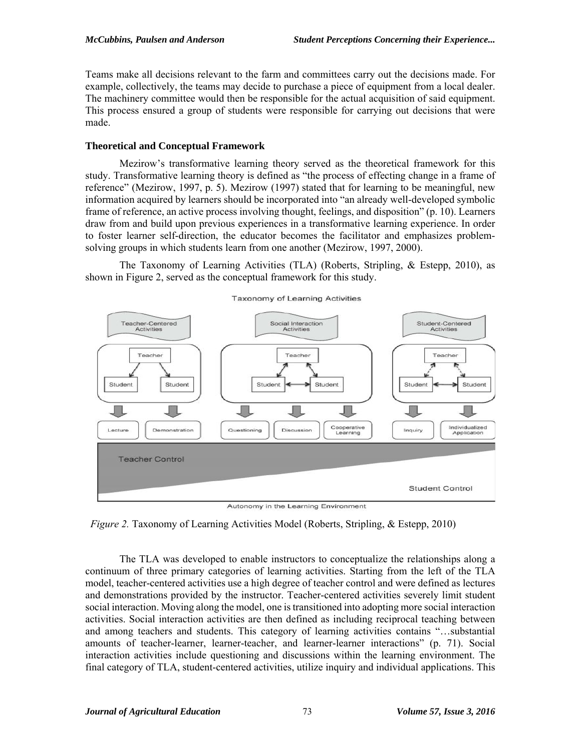Teams make all decisions relevant to the farm and committees carry out the decisions made. For example, collectively, the teams may decide to purchase a piece of equipment from a local dealer. The machinery committee would then be responsible for the actual acquisition of said equipment. This process ensured a group of students were responsible for carrying out decisions that were made.

### Theoretical and Conceptual Framework

Mezirow's transformative learning theory served as the theoretical framework for this study. Transformative learning theory is defined as "the process of effecting change in a frame of reference" (Mezirow, 1997, p. 5). Mezirow (1997) stated that for learning to be meaningful, new information acquired by learners should be incorporated into "an already well-developed symbolic frame of reference, an active process involving thought, feelings, and disposition" (p. 10). Learners draw from and build upon previous experiences in a transformative learning experience. In order to foster learner self-direction, the educator becomes the facilitator and emphasizes problem-solving groups in which students learn from one another (Mezirow, 1997, 2000).

The Taxonomy of Learning Activities (TLA) (Roberts, Stripling, & Estepp, 2010), as shown in Figure 2, served as the conceptual framework for this study.

*Figure 2.* Taxonomy of Learning Activities Model (Roberts, Stripling, & Estepp, 2010)

The TLA was developed to enable instructors to conceptualize the relationships along a continuum of three primary categories of learning activities. Starting from the left of the TLA model, teacher-centered activities use a high degree of teacher control and were defined as lectures and demonstrations provided by the instructor. Teacher-centered activities severely limit student social interaction. Moving along the model, one is transitioned into adopting more social interaction activities. Social interaction activities are then defined as including reciprocal teaching between and among teachers and students. This category of learning activities contains "…substantial amounts of teacher-learner, learner-teacher, and learner-learner interactions" (p. 71). Social interaction activities include questioning and discussions within the learning environment. The final category of TLA, student-centered activities, utilize inquiry and individual applications. This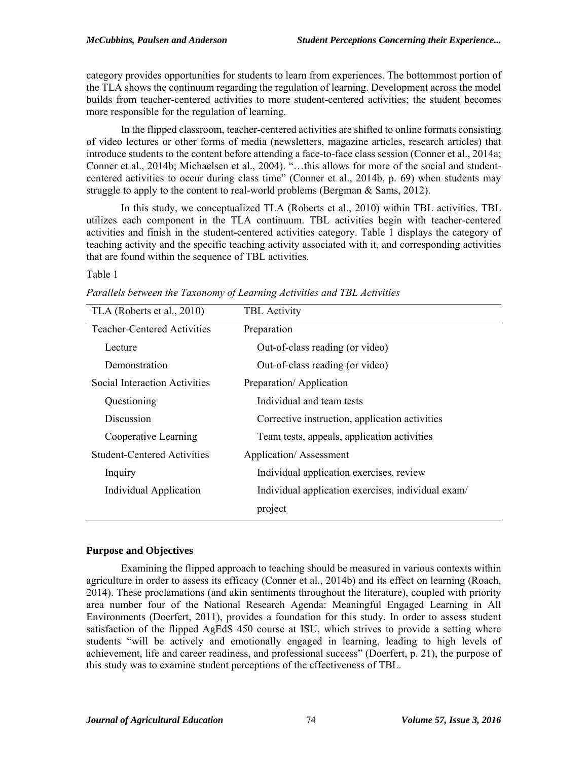category provides opportunities for students to learn from experiences. The bottommost portion of the TLA shows the continuum regarding the regulation of learning. Development across the model builds from teacher-centered activities to more student-centered activities; the student becomes more responsible for the regulation of learning.

In the flipped classroom, teacher-centered activities are shifted to online formats consisting of video lectures or other forms of media (newsletters, magazine articles, research articles) that introduce students to the content before attending a face-to-face class session (Conner et al., 2014a; Conner et al., 2014b; Michaelsen et al., 2004). "…this allows for more of the social and student-centered activities to occur during class time" (Conner et al., 2014b, p. 69) when students may struggle to apply to the content to real-world problems (Bergman & Sams, 2012).

In this study, we conceptualized TLA (Roberts et al., 2010) within TBL activities. TBL utilizes each component in the TLA continuum. TBL activities begin with teacher-centered activities and finish in the student-centered activities category. Table 1 displays the category of teaching activity and the specific teaching activity associated with it, and corresponding activities that are found within the sequence of TBL activities.

Table 1

*Parallels between the Taxonomy of Learning Activities and TBL Activities*

| TLA (Roberts et al., 2010) | TBL Activity |
|---|---|
| Teacher-Centered Activities | Preparation |
| Lecture | Out-of-class reading (or video) |
| Demonstration | Out-of-class reading (or video) |
| Social Interaction Activities | Preparation/ Application |
| Questioning | Individual and team tests |
| Discussion | Corrective instruction, application activities |
| Cooperative Learning | Team tests, appeals, application activities |
| Student-Centered Activities | Application/ Assessment |
| Inquiry | Individual application exercises, review |
| Individual Application | Individual application exercises, individual exam/ project |

## Purpose and Objectives

Examining the flipped approach to teaching should be measured in various contexts within agriculture in order to assess its efficacy (Conner et al., 2014b) and its effect on learning (Roach, 2014). These proclamations (and akin sentiments throughout the literature), coupled with priority area number four of the National Research Agenda: Meaningful Engaged Learning in All Environments (Doerfert, 2011), provides a foundation for this study. In order to assess student satisfaction of the flipped AgEdS 450 course at ISU, which strives to provide a setting where students "will be actively and emotionally engaged in learning, leading to high levels of achievement, life and career readiness, and professional success" (Doerfert, p. 21), the purpose of this study was to examine student perceptions of the effectiveness of TBL.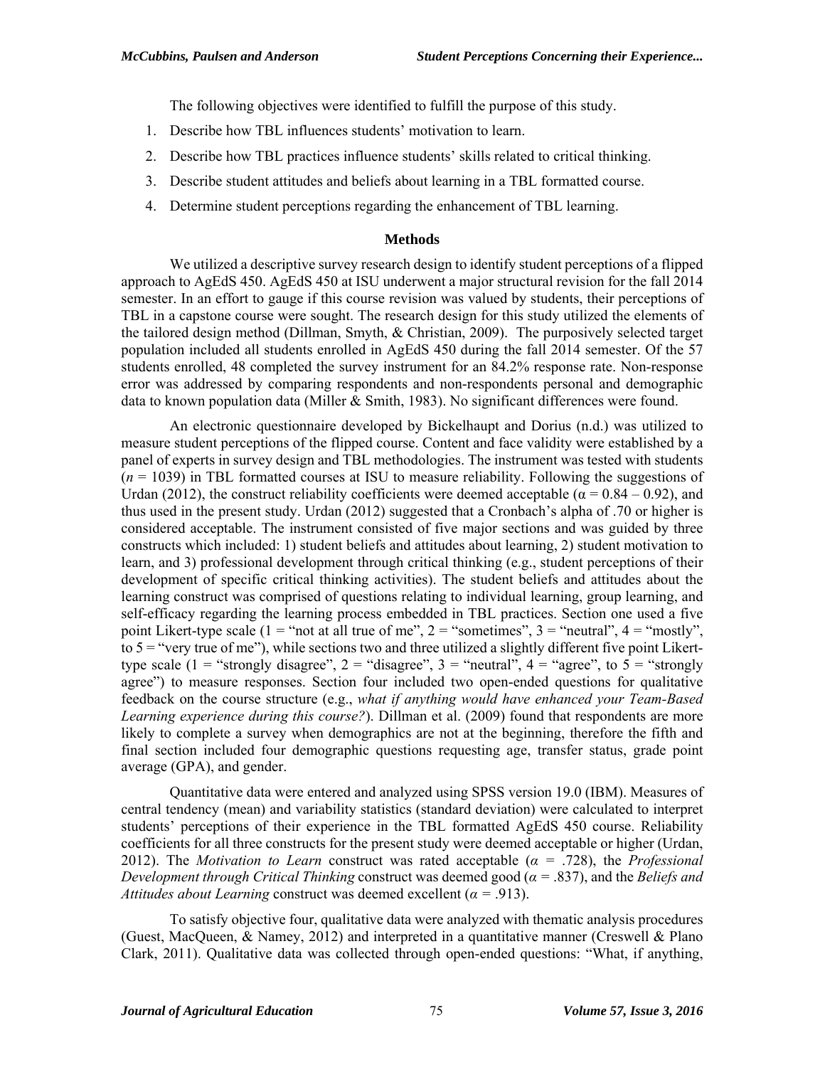The following objectives were identified to fulfill the purpose of this study.

1. Describe how TBL influences students' motivation to learn.
2. Describe how TBL practices influence students' skills related to critical thinking.
3. Describe student attitudes and beliefs about learning in a TBL formatted course.
4. Determine student perceptions regarding the enhancement of TBL learning.

## Methods

We utilized a descriptive survey research design to identify student perceptions of a flipped approach to AgEdS 450. AgEdS 450 at ISU underwent a major structural revision for the fall 2014 semester. In an effort to gauge if this course revision was valued by students, their perceptions of TBL in a capstone course were sought. The research design for this study utilized the elements of the tailored design method (Dillman, Smyth, & Christian, 2009). The purposively selected target population included all students enrolled in AgEdS 450 during the fall 2014 semester. Of the 57 students enrolled, 48 completed the survey instrument for an 84.2% response rate. Non-response error was addressed by comparing respondents and non-respondents personal and demographic data to known population data (Miller & Smith, 1983). No significant differences were found.

An electronic questionnaire developed by Bickelhaupt and Dorius (n.d.) was utilized to measure student perceptions of the flipped course. Content and face validity were established by a panel of experts in survey design and TBL methodologies. The instrument was tested with students ($n$ = 1039) in TBL formatted courses at ISU to measure reliability. Following the suggestions of Urdan (2012), the construct reliability coefficients were deemed acceptable ($\alpha = 0.84 – 0.92$), and thus used in the present study. Urdan (2012) suggested that a Cronbach's alpha of .70 or higher is considered acceptable. The instrument consisted of five major sections and was guided by three constructs which included: 1) student beliefs and attitudes about learning, 2) student motivation to learn, and 3) professional development through critical thinking (e.g., student perceptions of their development of specific critical thinking activities). The student beliefs and attitudes about the learning construct was comprised of questions relating to individual learning, group learning, and self-efficacy regarding the learning process embedded in TBL practices. Section one used a five point Likert-type scale (1 = "not at all true of me", 2 = "sometimes", 3 = "neutral", 4 = "mostly", to 5 = "very true of me"), while sections two and three utilized a slightly different five point Likert-type scale (1 = "strongly disagree", 2 = "disagree", 3 = "neutral", 4 = "agree", to 5 = "strongly agree") to measure responses. Section four included two open-ended questions for qualitative feedback on the course structure (e.g., *what if anything would have enhanced your Team-Based Learning experience during this course?*). Dillman et al. (2009) found that respondents are more likely to complete a survey when demographics are not at the beginning, therefore the fifth and final section included four demographic questions requesting age, transfer status, grade point average (GPA), and gender.

Quantitative data were entered and analyzed using SPSS version 19.0 (IBM). Measures of central tendency (mean) and variability statistics (standard deviation) were calculated to interpret students' perceptions of their experience in the TBL formatted AgEdS 450 course. Reliability coefficients for all three constructs for the present study were deemed acceptable or higher (Urdan, 2012). The *Motivation to Learn* construct was rated acceptable ($\alpha$ = .728), the *Professional Development through Critical Thinking* construct was deemed good ($\alpha$ = .837), and the *Beliefs and Attitudes about Learning* construct was deemed excellent ($\alpha$ = .913).

To satisfy objective four, qualitative data were analyzed with thematic analysis procedures (Guest, MacQueen, & Namey, 2012) and interpreted in a quantitative manner (Creswell & Plano Clark, 2011). Qualitative data was collected through open-ended questions: "What, if anything,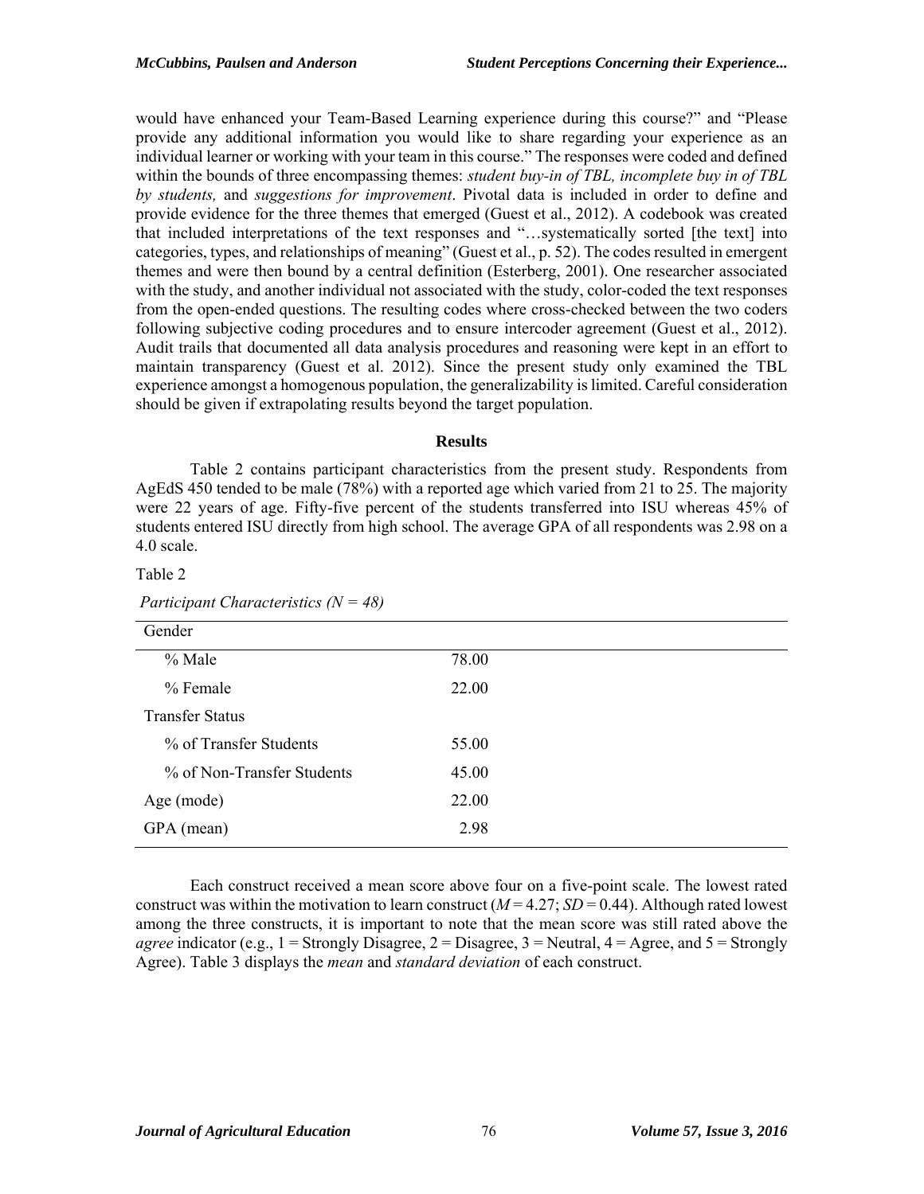would have enhanced your Team-Based Learning experience during this course?" and "Please provide any additional information you would like to share regarding your experience as an individual learner or working with your team in this course." The responses were coded and defined within the bounds of three encompassing themes: *student buy-in of TBL, incomplete buy in of TBL by students,* and *suggestions for improvement*. Pivotal data is included in order to define and provide evidence for the three themes that emerged (Guest et al., 2012). A codebook was created that included interpretations of the text responses and "…systematically sorted [the text] into categories, types, and relationships of meaning" (Guest et al., p. 52). The codes resulted in emergent themes and were then bound by a central definition (Esterberg, 2001). One researcher associated with the study, and another individual not associated with the study, color-coded the text responses from the open-ended questions. The resulting codes where cross-checked between the two coders following subjective coding procedures and to ensure intercoder agreement (Guest et al., 2012). Audit trails that documented all data analysis procedures and reasoning were kept in an effort to maintain transparency (Guest et al. 2012). Since the present study only examined the TBL experience amongst a homogenous population, the generalizability is limited. Careful consideration should be given if extrapolating results beyond the target population.

## Results

Table 2 contains participant characteristics from the present study. Respondents from AgEdS 450 tended to be male (78%) with a reported age which varied from 21 to 25. The majority were 22 years of age. Fifty-five percent of the students transferred into ISU whereas 45% of students entered ISU directly from high school. The average GPA of all respondents was 2.98 on a 4.0 scale.

Table 2

*Participant Characteristics (N = 48)*

| Gender | |
|---|---|
| % Male | 78.00 |
| % Female | 22.00 |
| Transfer Status | |
| % of Transfer Students | 55.00 |
| % of Non-Transfer Students | 45.00 |
| Age (mode) | 22.00 |
| GPA (mean) | 2.98 |

Each construct received a mean score above four on a five-point scale. The lowest rated construct was within the motivation to learn construct ($M = 4.27$; $SD = 0.44$). Although rated lowest among the three constructs, it is important to note that the mean score was still rated above the *agree* indicator (e.g., 1 = Strongly Disagree, 2 = Disagree, 3 = Neutral, 4 = Agree, and 5 = Strongly Agree). Table 3 displays the *mean* and *standard deviation* of each construct.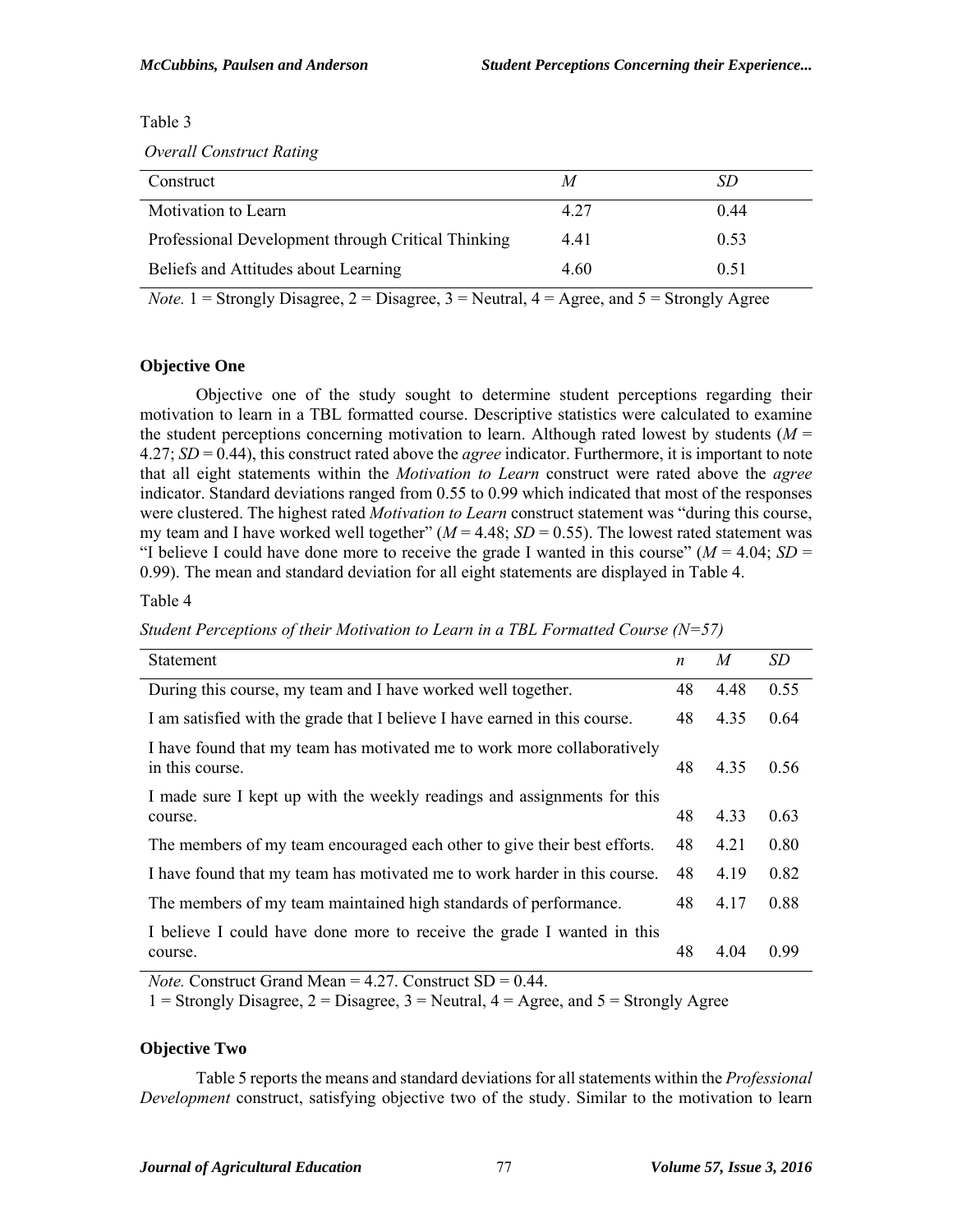Table 3

*Overall Construct Rating*

| Construct | *M* | *SD* |
|---|---|---|
| Motivation to Learn | 4.27 | 0.44 |
| Professional Development through Critical Thinking | 4.41 | 0.53 |
| Beliefs and Attitudes about Learning | 4.60 | 0.51 |

*Note.* 1 = Strongly Disagree, 2 = Disagree, 3 = Neutral, 4 = Agree, and 5 = Strongly Agree

### Objective One

Objective one of the study sought to determine student perceptions regarding their motivation to learn in a TBL formatted course. Descriptive statistics were calculated to examine the student perceptions concerning motivation to learn. Although rated lowest by students ($M$ = 4.27; $SD$ = 0.44), this construct rated above the *agree* indicator. Furthermore, it is important to note that all eight statements within the *Motivation to Learn* construct were rated above the *agree* indicator. Standard deviations ranged from 0.55 to 0.99 which indicated that most of the responses were clustered. The highest rated *Motivation to Learn* construct statement was "during this course, my team and I have worked well together" ($M$ = 4.48; $SD$ = 0.55). The lowest rated statement was "I believe I could have done more to receive the grade I wanted in this course" ($M$ = 4.04; $SD$ = 0.99). The mean and standard deviation for all eight statements are displayed in Table 4.

Table 4

*Student Perceptions of their Motivation to Learn in a TBL Formatted Course (N=57)*

| Statement | *n* | *M* | *SD* |
|---|---|---|---|
| During this course, my team and I have worked well together. | 48 | 4.48 | 0.55 |
| I am satisfied with the grade that I believe I have earned in this course. | 48 | 4.35 | 0.64 |
| I have found that my team has motivated me to work more collaboratively in this course. | 48 | 4.35 | 0.56 |
| I made sure I kept up with the weekly readings and assignments for this course. | 48 | 4.33 | 0.63 |
| The members of my team encouraged each other to give their best efforts. | 48 | 4.21 | 0.80 |
| I have found that my team has motivated me to work harder in this course. | 48 | 4.19 | 0.82 |
| The members of my team maintained high standards of performance. | 48 | 4.17 | 0.88 |
| I believe I could have done more to receive the grade I wanted in this course. | 48 | 4.04 | 0.99 |

*Note.* Construct Grand Mean = 4.27. Construct SD = 0.44.
1 = Strongly Disagree, 2 = Disagree, 3 = Neutral, 4 = Agree, and 5 = Strongly Agree

### Objective Two

Table 5 reports the means and standard deviations for all statements within the *Professional Development* construct, satisfying objective two of the study. Similar to the motivation to learn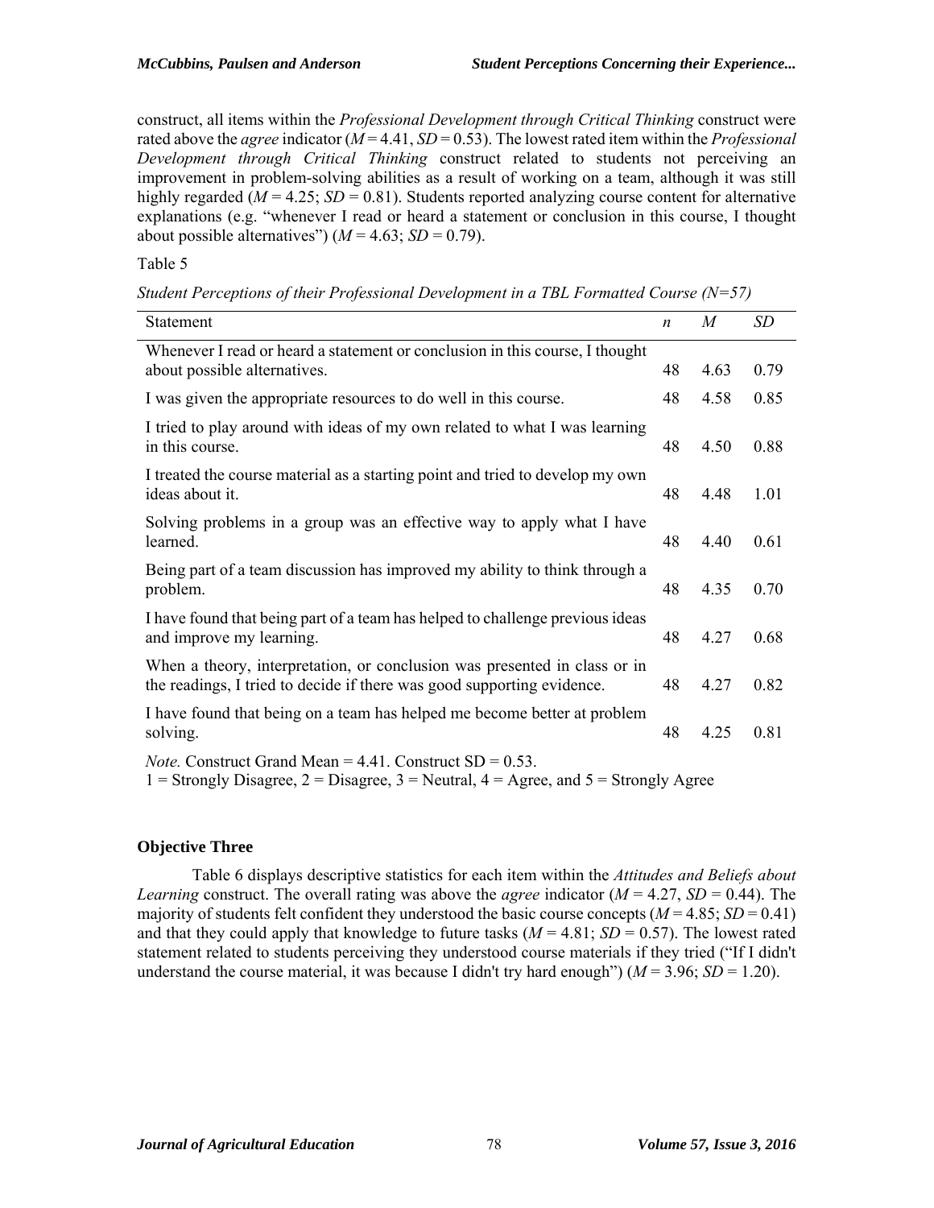construct, all items within the *Professional Development through Critical Thinking* construct were rated above the *agree* indicator ($M$ = 4.41, $SD$ = 0.53). The lowest rated item within the *Professional Development through Critical Thinking* construct related to students not perceiving an improvement in problem-solving abilities as a result of working on a team, although it was still highly regarded ($M$ = 4.25; $SD$ = 0.81). Students reported analyzing course content for alternative explanations (e.g. "whenever I read or heard a statement or conclusion in this course, I thought about possible alternatives") ($M$ = 4.63; $SD$ = 0.79).

Table 5

*Student Perceptions of their Professional Development in a TBL Formatted Course (N=57)*

| Statement | $n$ | $M$ | $SD$ |
|---|---|---|---|
| Whenever I read or heard a statement or conclusion in this course, I thought about possible alternatives. | 48 | 4.63 | 0.79 |
| I was given the appropriate resources to do well in this course. | 48 | 4.58 | 0.85 |
| I tried to play around with ideas of my own related to what I was learning in this course. | 48 | 4.50 | 0.88 |
| I treated the course material as a starting point and tried to develop my own ideas about it. | 48 | 4.48 | 1.01 |
| Solving problems in a group was an effective way to apply what I have learned. | 48 | 4.40 | 0.61 |
| Being part of a team discussion has improved my ability to think through a problem. | 48 | 4.35 | 0.70 |
| I have found that being part of a team has helped to challenge previous ideas and improve my learning. | 48 | 4.27 | 0.68 |
| When a theory, interpretation, or conclusion was presented in class or in the readings, I tried to decide if there was good supporting evidence. | 48 | 4.27 | 0.82 |
| I have found that being on a team has helped me become better at problem solving. | 48 | 4.25 | 0.81 |

*Note.* Construct Grand Mean = 4.41. Construct SD = 0.53.
1 = Strongly Disagree, 2 = Disagree, 3 = Neutral, 4 = Agree, and 5 = Strongly Agree

### Objective Three

Table 6 displays descriptive statistics for each item within the *Attitudes and Beliefs about Learning* construct. The overall rating was above the *agree* indicator ($M$ = 4.27, $SD$ = 0.44). The majority of students felt confident they understood the basic course concepts ($M$ = 4.85; $SD$ = 0.41) and that they could apply that knowledge to future tasks ($M$ = 4.81; $SD$ = 0.57). The lowest rated statement related to students perceiving they understood course materials if they tried ("If I didn't understand the course material, it was because I didn't try hard enough") ($M$ = 3.96; $SD$ = 1.20).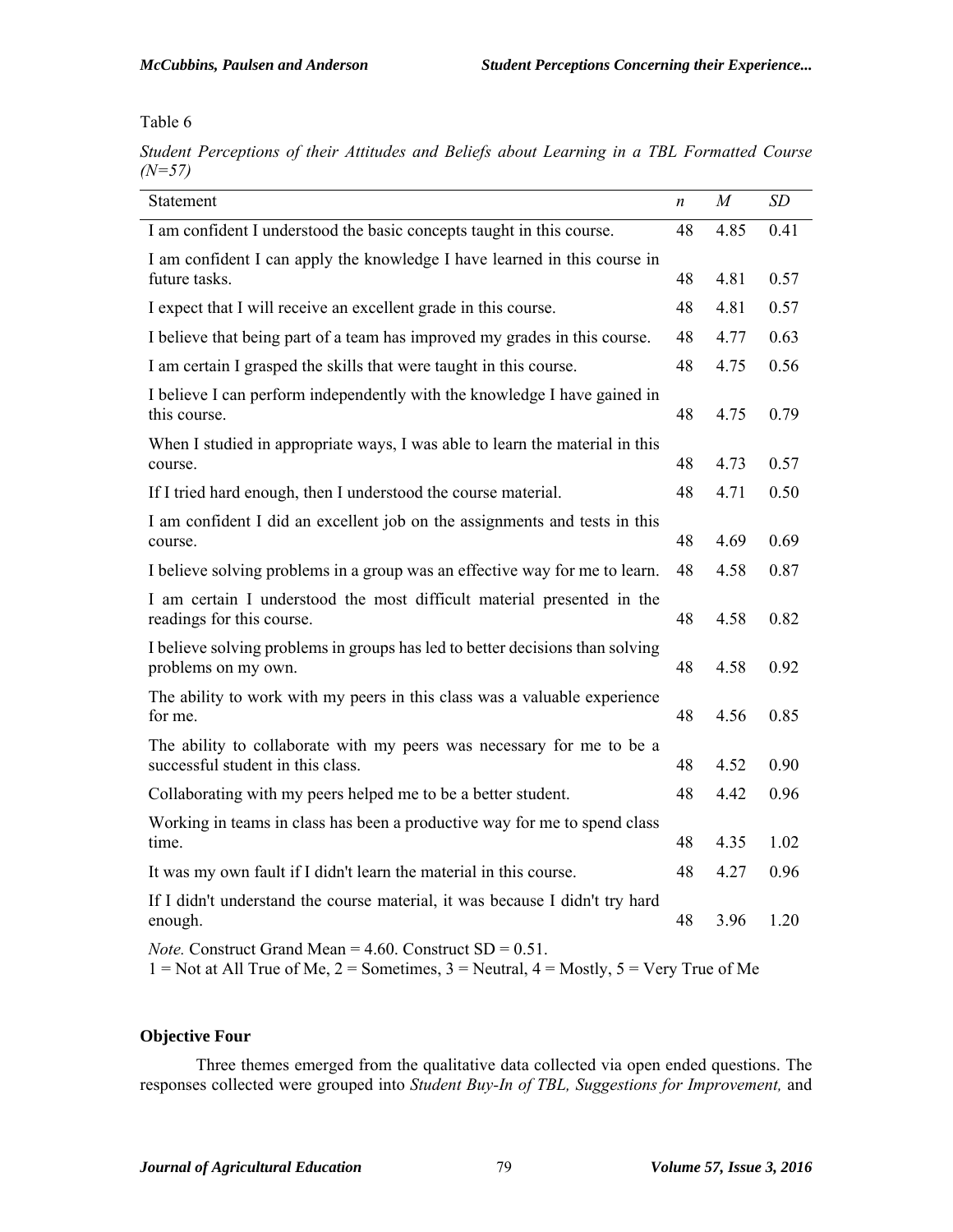Table 6

*Student Perceptions of their Attitudes and Beliefs about Learning in a TBL Formatted Course (N=57)*

| Statement | *n* | *M* | *SD* |
|---|---|---|---|
| I am confident I understood the basic concepts taught in this course. | 48 | 4.85 | 0.41 |
| I am confident I can apply the knowledge I have learned in this course in future tasks. | 48 | 4.81 | 0.57 |
| I expect that I will receive an excellent grade in this course. | 48 | 4.81 | 0.57 |
| I believe that being part of a team has improved my grades in this course. | 48 | 4.77 | 0.63 |
| I am certain I grasped the skills that were taught in this course. | 48 | 4.75 | 0.56 |
| I believe I can perform independently with the knowledge I have gained in this course. | 48 | 4.75 | 0.79 |
| When I studied in appropriate ways, I was able to learn the material in this course. | 48 | 4.73 | 0.57 |
| If I tried hard enough, then I understood the course material. | 48 | 4.71 | 0.50 |
| I am confident I did an excellent job on the assignments and tests in this course. | 48 | 4.69 | 0.69 |
| I believe solving problems in a group was an effective way for me to learn. | 48 | 4.58 | 0.87 |
| I am certain I understood the most difficult material presented in the readings for this course. | 48 | 4.58 | 0.82 |
| I believe solving problems in groups has led to better decisions than solving problems on my own. | 48 | 4.58 | 0.92 |
| The ability to work with my peers in this class was a valuable experience for me. | 48 | 4.56 | 0.85 |
| The ability to collaborate with my peers was necessary for me to be a successful student in this class. | 48 | 4.52 | 0.90 |
| Collaborating with my peers helped me to be a better student. | 48 | 4.42 | 0.96 |
| Working in teams in class has been a productive way for me to spend class time. | 48 | 4.35 | 1.02 |
| It was my own fault if I didn't learn the material in this course. | 48 | 4.27 | 0.96 |
| If I didn't understand the course material, it was because I didn't try hard enough. | 48 | 3.96 | 1.20 |

*Note.* Construct Grand Mean = 4.60. Construct SD = 0.51.
1 = Not at All True of Me, 2 = Sometimes, 3 = Neutral, 4 = Mostly, 5 = Very True of Me

### Objective Four

Three themes emerged from the qualitative data collected via open ended questions. The responses collected were grouped into *Student Buy-In of TBL, Suggestions for Improvement,* and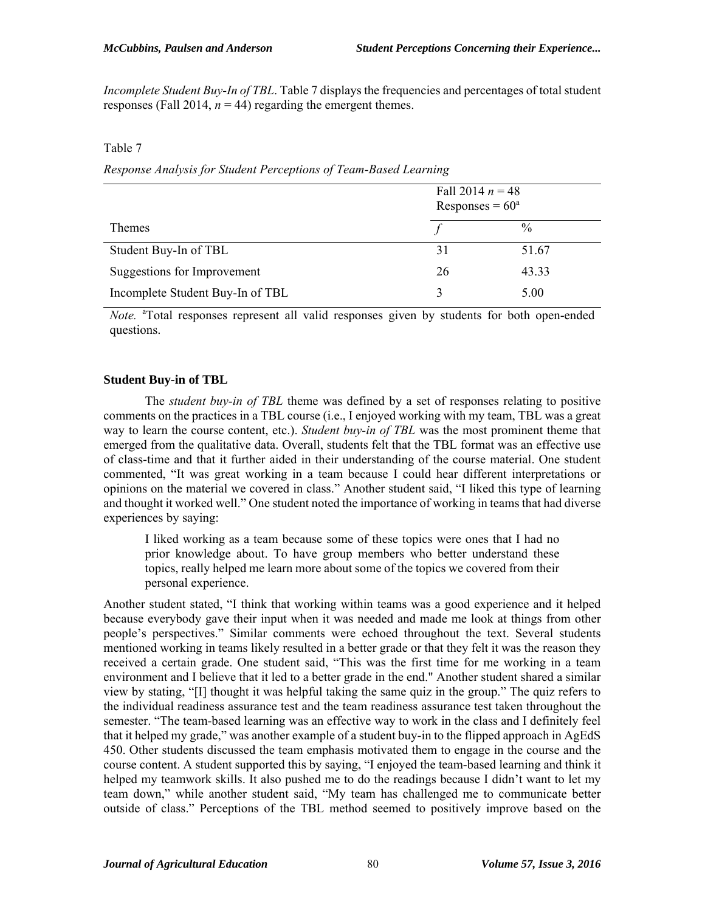*Incomplete Student Buy-In of TBL*. Table 7 displays the frequencies and percentages of total student responses (Fall 2014, $n$ = 44) regarding the emergent themes.

Table 7

*Response Analysis for Student Perceptions of Team-Based Learning*

| | Fall 2014 $n$ = 48 Responses = 60[a] | |
|---|---|---|
| Themes | $f$ | % |
| Student Buy-In of TBL | 31 | 51.67 |
| Suggestions for Improvement | 26 | 43.33 |
| Incomplete Student Buy-In of TBL | 3 | 5.00 |

*Note.* [a]Total responses represent all valid responses given by students for both open-ended questions.

### Student Buy-in of TBL

The *student buy-in of TBL* theme was defined by a set of responses relating to positive comments on the practices in a TBL course (i.e., I enjoyed working with my team, TBL was a great way to learn the course content, etc.). *Student buy-in of TBL* was the most prominent theme that emerged from the qualitative data. Overall, students felt that the TBL format was an effective use of class-time and that it further aided in their understanding of the course material. One student commented, "It was great working in a team because I could hear different interpretations or opinions on the material we covered in class." Another student said, "I liked this type of learning and thought it worked well." One student noted the importance of working in teams that had diverse experiences by saying:

> I liked working as a team because some of these topics were ones that I had no prior knowledge about. To have group members who better understand these topics, really helped me learn more about some of the topics we covered from their personal experience.

Another student stated, "I think that working within teams was a good experience and it helped because everybody gave their input when it was needed and made me look at things from other people's perspectives." Similar comments were echoed throughout the text. Several students mentioned working in teams likely resulted in a better grade or that they felt it was the reason they received a certain grade. One student said, "This was the first time for me working in a team environment and I believe that it led to a better grade in the end." Another student shared a similar view by stating, "[I] thought it was helpful taking the same quiz in the group." The quiz refers to the individual readiness assurance test and the team readiness assurance test taken throughout the semester. "The team-based learning was an effective way to work in the class and I definitely feel that it helped my grade," was another example of a student buy-in to the flipped approach in AgEdS 450. Other students discussed the team emphasis motivated them to engage in the course and the course content. A student supported this by saying, "I enjoyed the team-based learning and think it helped my teamwork skills. It also pushed me to do the readings because I didn't want to let my team down," while another student said, "My team has challenged me to communicate better outside of class." Perceptions of the TBL method seemed to positively improve based on the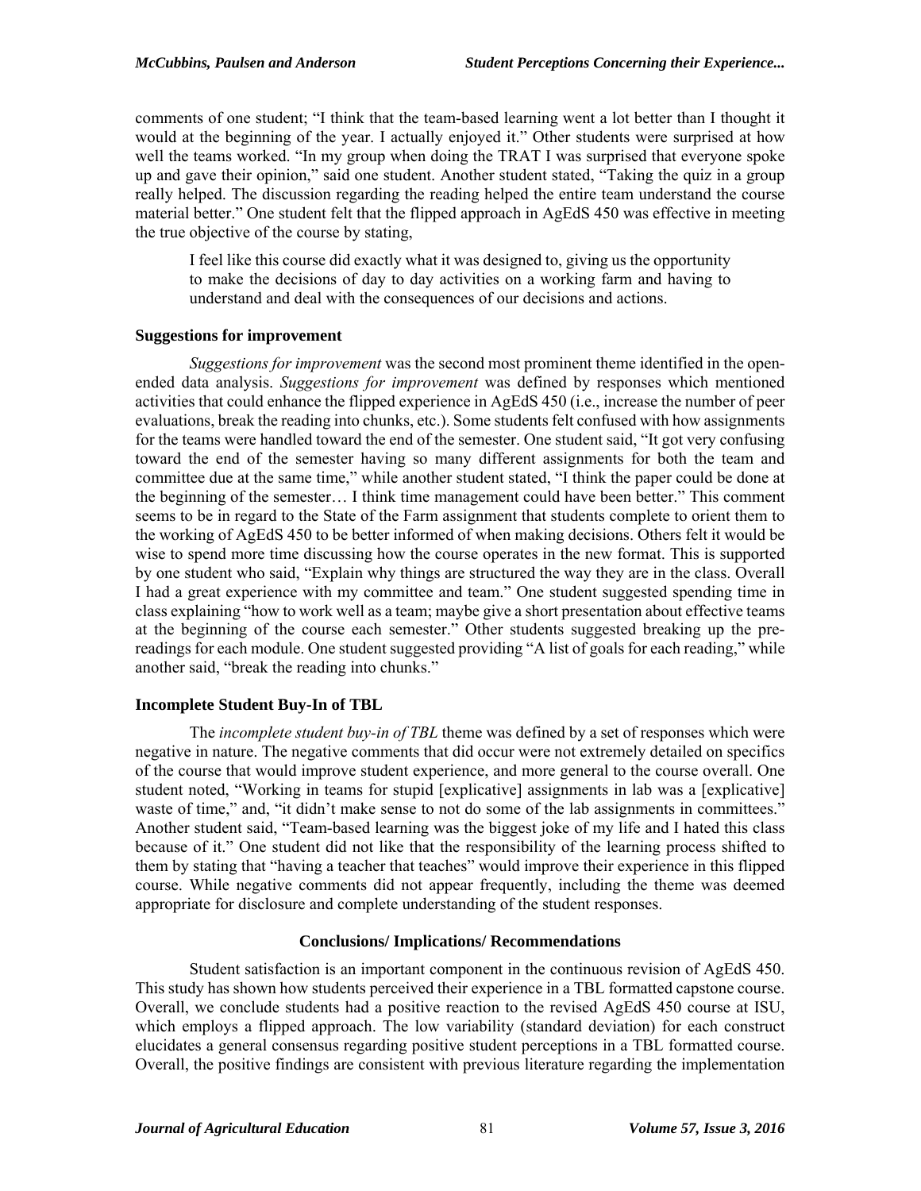comments of one student; "I think that the team-based learning went a lot better than I thought it would at the beginning of the year. I actually enjoyed it." Other students were surprised at how well the teams worked. "In my group when doing the TRAT I was surprised that everyone spoke up and gave their opinion," said one student. Another student stated, "Taking the quiz in a group really helped. The discussion regarding the reading helped the entire team understand the course material better." One student felt that the flipped approach in AgEdS 450 was effective in meeting the true objective of the course by stating,

> I feel like this course did exactly what it was designed to, giving us the opportunity to make the decisions of day to day activities on a working farm and having to understand and deal with the consequences of our decisions and actions.

### Suggestions for improvement

*Suggestions for improvement* was the second most prominent theme identified in the open-ended data analysis. *Suggestions for improvement* was defined by responses which mentioned activities that could enhance the flipped experience in AgEdS 450 (i.e., increase the number of peer evaluations, break the reading into chunks, etc.). Some students felt confused with how assignments for the teams were handled toward the end of the semester. One student said, "It got very confusing toward the end of the semester having so many different assignments for both the team and committee due at the same time," while another student stated, "I think the paper could be done at the beginning of the semester… I think time management could have been better." This comment seems to be in regard to the State of the Farm assignment that students complete to orient them to the working of AgEdS 450 to be better informed of when making decisions. Others felt it would be wise to spend more time discussing how the course operates in the new format. This is supported by one student who said, "Explain why things are structured the way they are in the class. Overall I had a great experience with my committee and team." One student suggested spending time in class explaining "how to work well as a team; maybe give a short presentation about effective teams at the beginning of the course each semester." Other students suggested breaking up the pre-readings for each module. One student suggested providing "A list of goals for each reading," while another said, "break the reading into chunks."

### Incomplete Student Buy-In of TBL

The *incomplete student buy-in of TBL* theme was defined by a set of responses which were negative in nature. The negative comments that did occur were not extremely detailed on specifics of the course that would improve student experience, and more general to the course overall. One student noted, "Working in teams for stupid [explicative] assignments in lab was a [explicative] waste of time," and, "it didn't make sense to not do some of the lab assignments in committees." Another student said, "Team-based learning was the biggest joke of my life and I hated this class because of it." One student did not like that the responsibility of the learning process shifted to them by stating that "having a teacher that teaches" would improve their experience in this flipped course. While negative comments did not appear frequently, including the theme was deemed appropriate for disclosure and complete understanding of the student responses.

## Conclusions/ Implications/ Recommendations

Student satisfaction is an important component in the continuous revision of AgEdS 450. This study has shown how students perceived their experience in a TBL formatted capstone course. Overall, we conclude students had a positive reaction to the revised AgEdS 450 course at ISU, which employs a flipped approach. The low variability (standard deviation) for each construct elucidates a general consensus regarding positive student perceptions in a TBL formatted course. Overall, the positive findings are consistent with previous literature regarding the implementation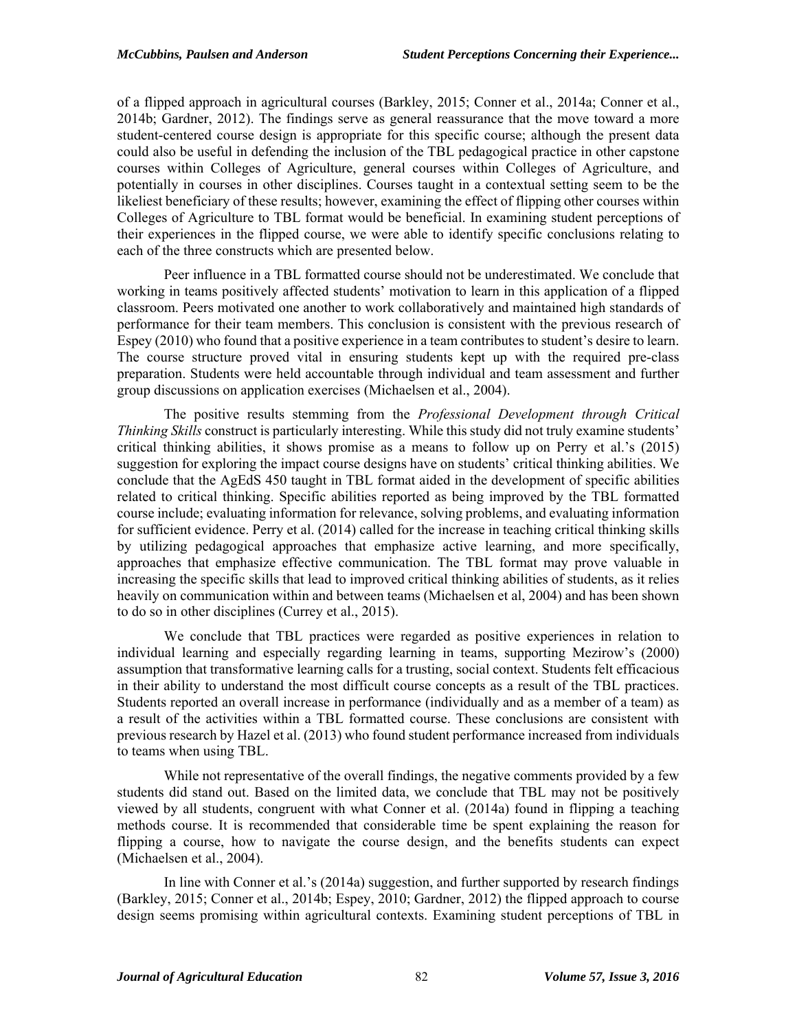of a flipped approach in agricultural courses (Barkley, 2015; Conner et al., 2014a; Conner et al., 2014b; Gardner, 2012). The findings serve as general reassurance that the move toward a more student-centered course design is appropriate for this specific course; although the present data could also be useful in defending the inclusion of the TBL pedagogical practice in other capstone courses within Colleges of Agriculture, general courses within Colleges of Agriculture, and potentially in courses in other disciplines. Courses taught in a contextual setting seem to be the likeliest beneficiary of these results; however, examining the effect of flipping other courses within Colleges of Agriculture to TBL format would be beneficial. In examining student perceptions of their experiences in the flipped course, we were able to identify specific conclusions relating to each of the three constructs which are presented below.

Peer influence in a TBL formatted course should not be underestimated. We conclude that working in teams positively affected students' motivation to learn in this application of a flipped classroom. Peers motivated one another to work collaboratively and maintained high standards of performance for their team members. This conclusion is consistent with the previous research of Espey (2010) who found that a positive experience in a team contributes to student's desire to learn. The course structure proved vital in ensuring students kept up with the required pre-class preparation. Students were held accountable through individual and team assessment and further group discussions on application exercises (Michaelsen et al., 2004).

The positive results stemming from the *Professional Development through Critical Thinking Skills* construct is particularly interesting. While this study did not truly examine students' critical thinking abilities, it shows promise as a means to follow up on Perry et al.'s (2015) suggestion for exploring the impact course designs have on students' critical thinking abilities. We conclude that the AgEdS 450 taught in TBL format aided in the development of specific abilities related to critical thinking. Specific abilities reported as being improved by the TBL formatted course include; evaluating information for relevance, solving problems, and evaluating information for sufficient evidence. Perry et al. (2014) called for the increase in teaching critical thinking skills by utilizing pedagogical approaches that emphasize active learning, and more specifically, approaches that emphasize effective communication. The TBL format may prove valuable in increasing the specific skills that lead to improved critical thinking abilities of students, as it relies heavily on communication within and between teams (Michaelsen et al, 2004) and has been shown to do so in other disciplines (Currey et al., 2015).

We conclude that TBL practices were regarded as positive experiences in relation to individual learning and especially regarding learning in teams, supporting Mezirow's (2000) assumption that transformative learning calls for a trusting, social context. Students felt efficacious in their ability to understand the most difficult course concepts as a result of the TBL practices. Students reported an overall increase in performance (individually and as a member of a team) as a result of the activities within a TBL formatted course. These conclusions are consistent with previous research by Hazel et al. (2013) who found student performance increased from individuals to teams when using TBL.

While not representative of the overall findings, the negative comments provided by a few students did stand out. Based on the limited data, we conclude that TBL may not be positively viewed by all students, congruent with what Conner et al. (2014a) found in flipping a teaching methods course. It is recommended that considerable time be spent explaining the reason for flipping a course, how to navigate the course design, and the benefits students can expect (Michaelsen et al., 2004).

In line with Conner et al.'s (2014a) suggestion, and further supported by research findings (Barkley, 2015; Conner et al., 2014b; Espey, 2010; Gardner, 2012) the flipped approach to course design seems promising within agricultural contexts. Examining student perceptions of TBL in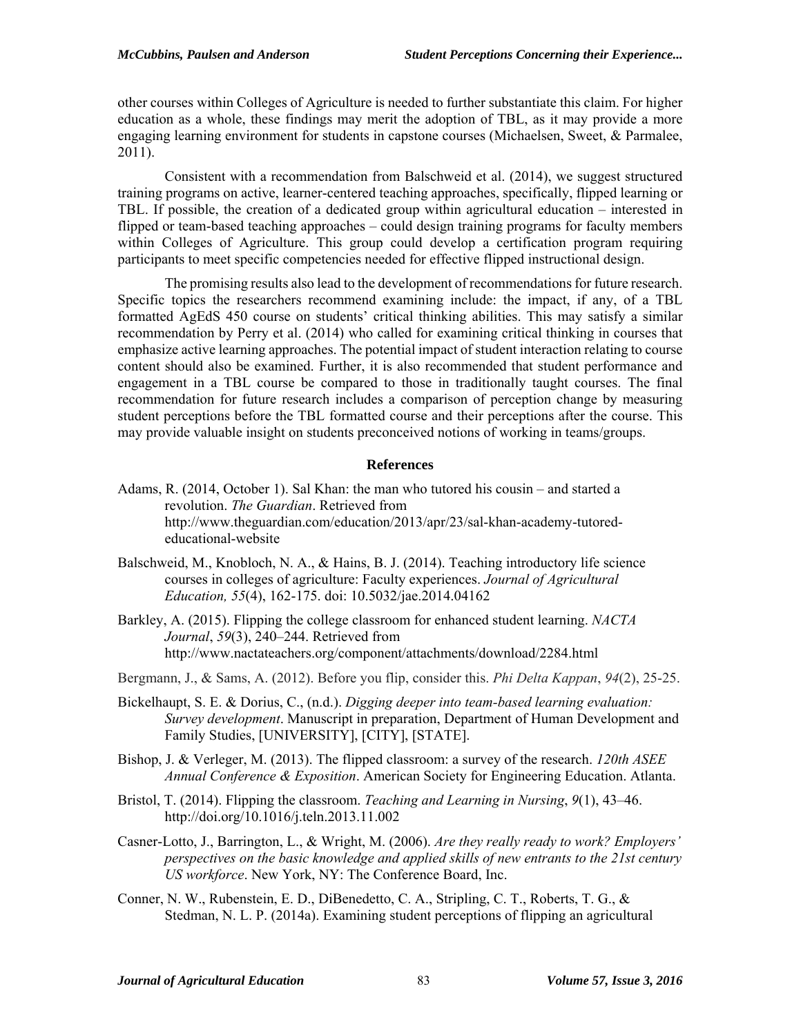other courses within Colleges of Agriculture is needed to further substantiate this claim. For higher education as a whole, these findings may merit the adoption of TBL, as it may provide a more engaging learning environment for students in capstone courses (Michaelsen, Sweet, & Parmalee, 2011).

Consistent with a recommendation from Balschweid et al. (2014), we suggest structured training programs on active, learner-centered teaching approaches, specifically, flipped learning or TBL. If possible, the creation of a dedicated group within agricultural education – interested in flipped or team-based teaching approaches – could design training programs for faculty members within Colleges of Agriculture. This group could develop a certification program requiring participants to meet specific competencies needed for effective flipped instructional design.

The promising results also lead to the development of recommendations for future research. Specific topics the researchers recommend examining include: the impact, if any, of a TBL formatted AgEdS 450 course on students' critical thinking abilities. This may satisfy a similar recommendation by Perry et al. (2014) who called for examining critical thinking in courses that emphasize active learning approaches. The potential impact of student interaction relating to course content should also be examined. Further, it is also recommended that student performance and engagement in a TBL course be compared to those in traditionally taught courses. The final recommendation for future research includes a comparison of perception change by measuring student perceptions before the TBL formatted course and their perceptions after the course. This may provide valuable insight on students preconceived notions of working in teams/groups.

## References

Adams, R. (2014, October 1). Sal Khan: the man who tutored his cousin – and started a revolution. *The Guardian*. Retrieved from http://www.theguardian.com/education/2013/apr/23/sal-khan-academy-tutored-educational-website

Balschweid, M., Knobloch, N. A., & Hains, B. J. (2014). Teaching introductory life science courses in colleges of agriculture: Faculty experiences. *Journal of Agricultural Education, 55*(4), 162-175. doi: 10.5032/jae.2014.04162

Barkley, A. (2015). Flipping the college classroom for enhanced student learning. *NACTA Journal*, *59*(3), 240–244. Retrieved from http://www.nactateachers.org/component/attachments/download/2284.html

Bergmann, J., & Sams, A. (2012). Before you flip, consider this. *Phi Delta Kappan*, *94*(2), 25-25.

Bickelhaupt, S. E. & Dorius, C., (n.d.). *Digging deeper into team-based learning evaluation: Survey development*. Manuscript in preparation, Department of Human Development and Family Studies, [UNIVERSITY], [CITY], [STATE].

Bishop, J. & Verleger, M. (2013). The flipped classroom: a survey of the research. *120th ASEE Annual Conference & Exposition*. American Society for Engineering Education. Atlanta.

Bristol, T. (2014). Flipping the classroom. *Teaching and Learning in Nursing*, *9*(1), 43–46. http://doi.org/10.1016/j.teln.2013.11.002

Casner-Lotto, J., Barrington, L., & Wright, M. (2006). *Are they really ready to work? Employers' perspectives on the basic knowledge and applied skills of new entrants to the 21st century US workforce*. New York, NY: The Conference Board, Inc.

Conner, N. W., Rubenstein, E. D., DiBenedetto, C. A., Stripling, C. T., Roberts, T. G., & Stedman, N. L. P. (2014a). Examining student perceptions of flipping an agricultural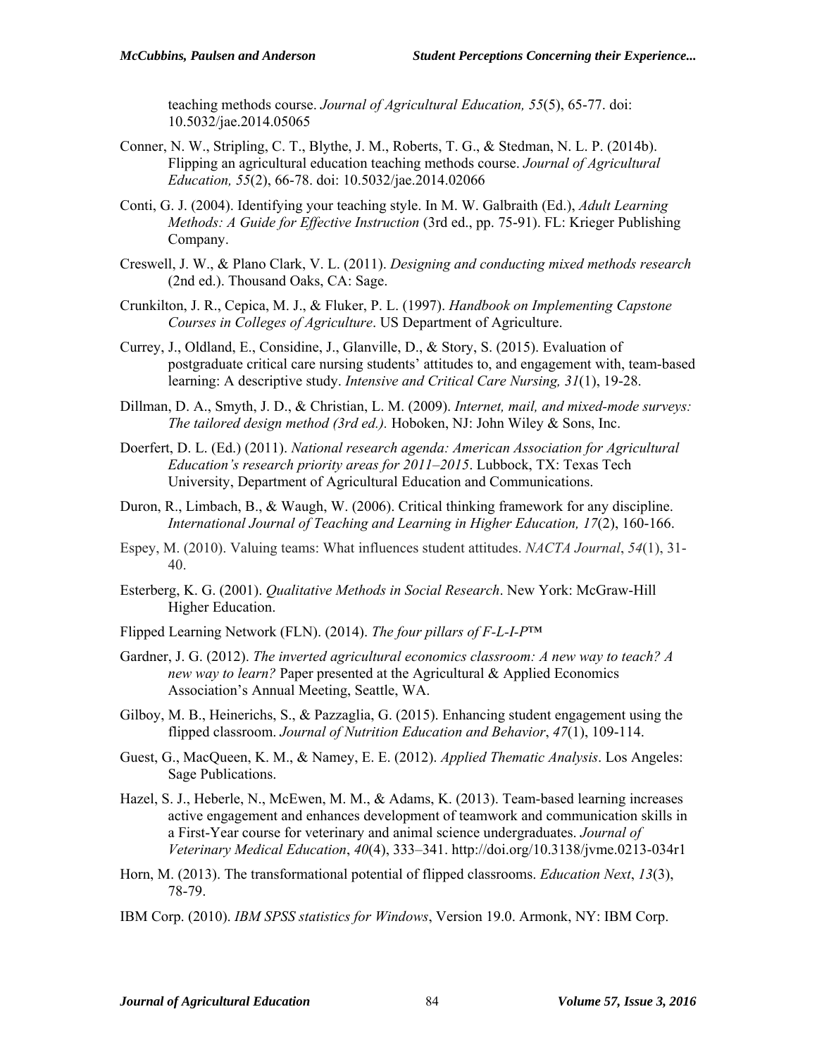teaching methods course. *Journal of Agricultural Education, 55*(5), 65-77. doi: 10.5032/jae.2014.05065

Conner, N. W., Stripling, C. T., Blythe, J. M., Roberts, T. G., & Stedman, N. L. P. (2014b). Flipping an agricultural education teaching methods course. *Journal of Agricultural Education, 55*(2), 66-78. doi: 10.5032/jae.2014.02066

Conti, G. J. (2004). Identifying your teaching style. In M. W. Galbraith (Ed.), *Adult Learning Methods: A Guide for Effective Instruction* (3rd ed., pp. 75-91). FL: Krieger Publishing Company.

Creswell, J. W., & Plano Clark, V. L. (2011). *Designing and conducting mixed methods research* (2nd ed.). Thousand Oaks, CA: Sage.

Crunkilton, J. R., Cepica, M. J., & Fluker, P. L. (1997). *Handbook on Implementing Capstone Courses in Colleges of Agriculture*. US Department of Agriculture.

Currey, J., Oldland, E., Considine, J., Glanville, D., & Story, S. (2015). Evaluation of postgraduate critical care nursing students' attitudes to, and engagement with, team-based learning: A descriptive study. *Intensive and Critical Care Nursing, 31*(1), 19-28.

Dillman, D. A., Smyth, J. D., & Christian, L. M. (2009). *Internet, mail, and mixed-mode surveys: The tailored design method (3rd ed.).* Hoboken, NJ: John Wiley & Sons, Inc.

Doerfert, D. L. (Ed.) (2011). *National research agenda: American Association for Agricultural Education's research priority areas for 2011–2015*. Lubbock, TX: Texas Tech University, Department of Agricultural Education and Communications.

Duron, R., Limbach, B., & Waugh, W. (2006). Critical thinking framework for any discipline. *International Journal of Teaching and Learning in Higher Education, 17*(2), 160-166.

Espey, M. (2010). Valuing teams: What influences student attitudes. *NACTA Journal*, *54*(1), 31-40.

Esterberg, K. G. (2001). *Qualitative Methods in Social Research*. New York: McGraw-Hill Higher Education.

Flipped Learning Network (FLN). (2014). *The four pillars of F-L-I-P™*

Gardner, J. G. (2012). *The inverted agricultural economics classroom: A new way to teach? A new way to learn?* Paper presented at the Agricultural & Applied Economics Association's Annual Meeting, Seattle, WA.

Gilboy, M. B., Heinerichs, S., & Pazzaglia, G. (2015). Enhancing student engagement using the flipped classroom. *Journal of Nutrition Education and Behavior*, *47*(1), 109-114.

Guest, G., MacQueen, K. M., & Namey, E. E. (2012). *Applied Thematic Analysis*. Los Angeles: Sage Publications.

Hazel, S. J., Heberle, N., McEwen, M. M., & Adams, K. (2013). Team-based learning increases active engagement and enhances development of teamwork and communication skills in a First-Year course for veterinary and animal science undergraduates. *Journal of Veterinary Medical Education*, *40*(4), 333–341. http://doi.org/10.3138/jvme.0213-034r1

Horn, M. (2013). The transformational potential of flipped classrooms. *Education Next*, *13*(3), 78-79.

IBM Corp. (2010). *IBM SPSS statistics for Windows*, Version 19.0. Armonk, NY: IBM Corp.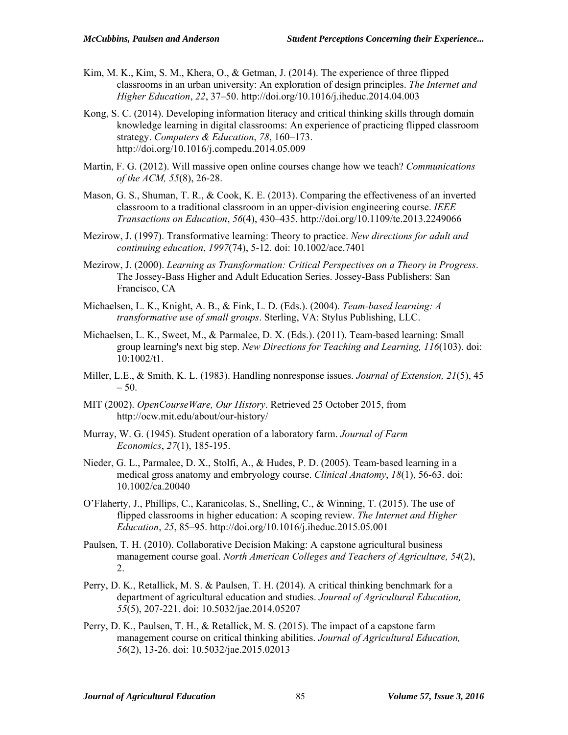Kim, M. K., Kim, S. M., Khera, O., & Getman, J. (2014). The experience of three flipped classrooms in an urban university: An exploration of design principles. *The Internet and Higher Education*, *22*, 37–50. http://doi.org/10.1016/j.iheduc.2014.04.003

Kong, S. C. (2014). Developing information literacy and critical thinking skills through domain knowledge learning in digital classrooms: An experience of practicing flipped classroom strategy. *Computers & Education*, *78*, 160–173. http://doi.org/10.1016/j.compedu.2014.05.009

Martin, F. G. (2012). Will massive open online courses change how we teach? *Communications of the ACM, 55*(8), 26-28.

Mason, G. S., Shuman, T. R., & Cook, K. E. (2013). Comparing the effectiveness of an inverted classroom to a traditional classroom in an upper-division engineering course. *IEEE Transactions on Education*, *56*(4), 430–435. http://doi.org/10.1109/te.2013.2249066

Mezirow, J. (1997). Transformative learning: Theory to practice. *New directions for adult and continuing education*, *1997*(74), 5-12. doi: 10.1002/ace.7401

Mezirow, J. (2000). *Learning as Transformation: Critical Perspectives on a Theory in Progress*. The Jossey-Bass Higher and Adult Education Series. Jossey-Bass Publishers: San Francisco, CA

Michaelsen, L. K., Knight, A. B., & Fink, L. D. (Eds.). (2004). *Team-based learning: A transformative use of small groups*. Sterling, VA: Stylus Publishing, LLC.

Michaelsen, L. K., Sweet, M., & Parmalee, D. X. (Eds.). (2011). Team-based learning: Small group learning's next big step. *New Directions for Teaching and Learning, 116*(103). doi: 10:1002/t1.

Miller, L.E., & Smith, K. L. (1983). Handling nonresponse issues. *Journal of Extension, 21*(5), 45 – 50.

MIT (2002). *OpenCourseWare, Our History*. Retrieved 25 October 2015, from http://ocw.mit.edu/about/our-history/

Murray, W. G. (1945). Student operation of a laboratory farm. *Journal of Farm Economics*, *27*(1), 185-195.

Nieder, G. L., Parmalee, D. X., Stolfi, A., & Hudes, P. D. (2005). Team‐based learning in a medical gross anatomy and embryology course. *Clinical Anatomy*, *18*(1), 56-63. doi: 10.1002/ca.20040

O'Flaherty, J., Phillips, C., Karanicolas, S., Snelling, C., & Winning, T. (2015). The use of flipped classrooms in higher education: A scoping review. *The Internet and Higher Education*, *25*, 85–95. http://doi.org/10.1016/j.iheduc.2015.05.001

Paulsen, T. H. (2010). Collaborative Decision Making: A capstone agricultural business management course goal. *North American Colleges and Teachers of Agriculture, 54*(2), 2.

Perry, D. K., Retallick, M. S. & Paulsen, T. H. (2014). A critical thinking benchmark for a department of agricultural education and studies. *Journal of Agricultural Education, 55*(5), 207-221. doi: 10.5032/jae.2014.05207

Perry, D. K., Paulsen, T. H., & Retallick, M. S. (2015). The impact of a capstone farm management course on critical thinking abilities. *Journal of Agricultural Education, 56*(2), 13-26. doi: 10.5032/jae.2015.02013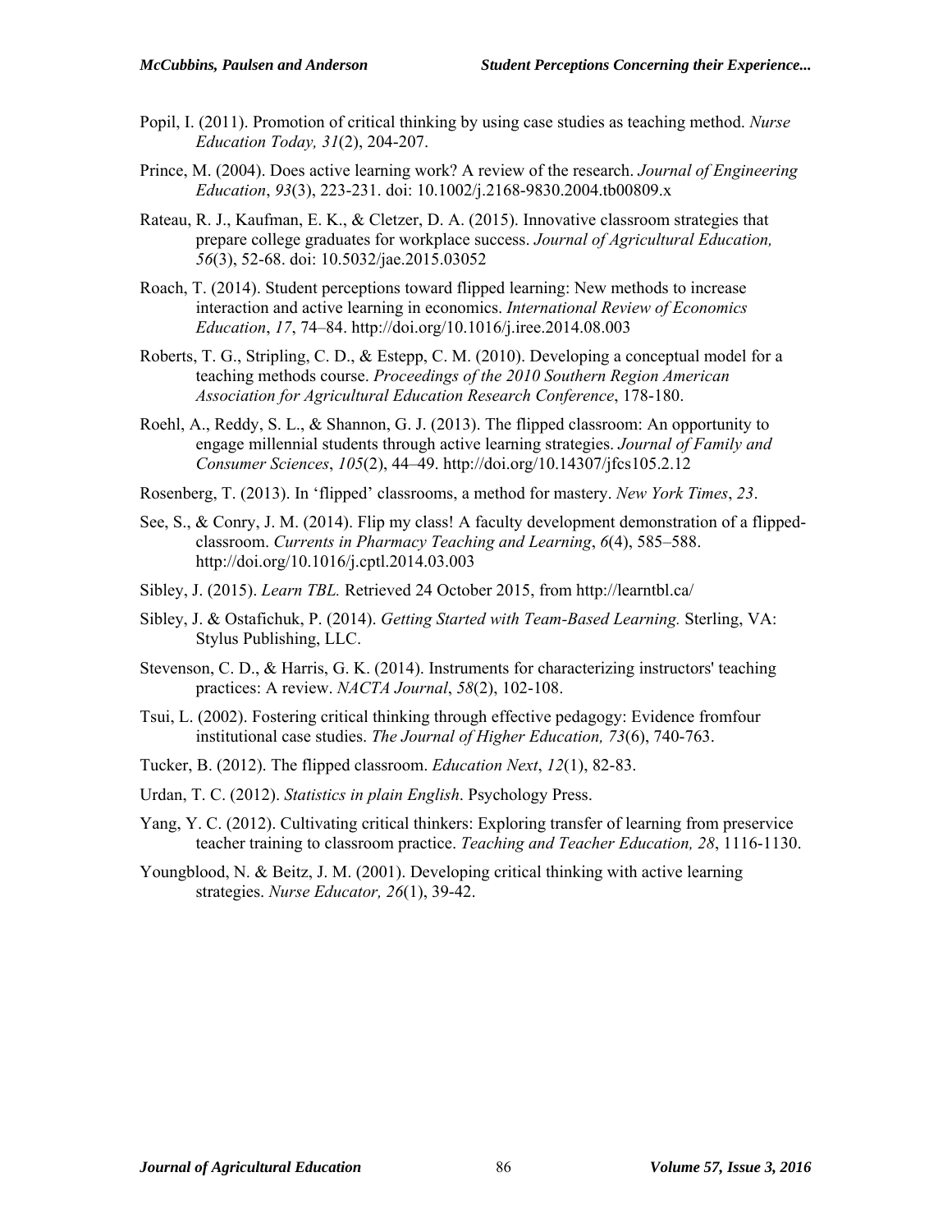Popil, I. (2011). Promotion of critical thinking by using case studies as teaching method. *Nurse Education Today, 31*(2), 204-207.

Prince, M. (2004). Does active learning work? A review of the research. *Journal of Engineering Education*, *93*(3), 223-231. doi: 10.1002/j.2168-9830.2004.tb00809.x

Rateau, R. J., Kaufman, E. K., & Cletzer, D. A. (2015). Innovative classroom strategies that prepare college graduates for workplace success. *Journal of Agricultural Education, 56*(3), 52-68. doi: 10.5032/jae.2015.03052

Roach, T. (2014). Student perceptions toward flipped learning: New methods to increase interaction and active learning in economics. *International Review of Economics Education*, *17*, 74–84. http://doi.org/10.1016/j.iree.2014.08.003

Roberts, T. G., Stripling, C. D., & Estepp, C. M. (2010). Developing a conceptual model for a teaching methods course. *Proceedings of the 2010 Southern Region American Association for Agricultural Education Research Conference*, 178-180.

Roehl, A., Reddy, S. L., & Shannon, G. J. (2013). The flipped classroom: An opportunity to engage millennial students through active learning strategies. *Journal of Family and Consumer Sciences*, *105*(2), 44–49. http://doi.org/10.14307/jfcs105.2.12

Rosenberg, T. (2013). In 'flipped' classrooms, a method for mastery. *New York Times*, *23*.

See, S., & Conry, J. M. (2014). Flip my class! A faculty development demonstration of a flipped-classroom. *Currents in Pharmacy Teaching and Learning*, *6*(4), 585–588. http://doi.org/10.1016/j.cptl.2014.03.003

Sibley, J. (2015). *Learn TBL.* Retrieved 24 October 2015, from http://learntbl.ca/

Sibley, J. & Ostafichuk, P. (2014). *Getting Started with Team-Based Learning.* Sterling, VA: Stylus Publishing, LLC.

Stevenson, C. D., & Harris, G. K. (2014). Instruments for characterizing instructors' teaching practices: A review. *NACTA Journal*, *58*(2), 102-108.

Tsui, L. (2002). Fostering critical thinking through effective pedagogy: Evidence fromfour institutional case studies. *The Journal of Higher Education, 73*(6), 740-763.

Tucker, B. (2012). The flipped classroom. *Education Next*, *12*(1), 82-83.

Urdan, T. C. (2012). *Statistics in plain English*. Psychology Press.

Yang, Y. C. (2012). Cultivating critical thinkers: Exploring transfer of learning from preservice teacher training to classroom practice. *Teaching and Teacher Education, 28*, 1116-1130.

Youngblood, N. & Beitz, J. M. (2001). Developing critical thinking with active learning strategies. *Nurse Educator, 26*(1), 39-42.